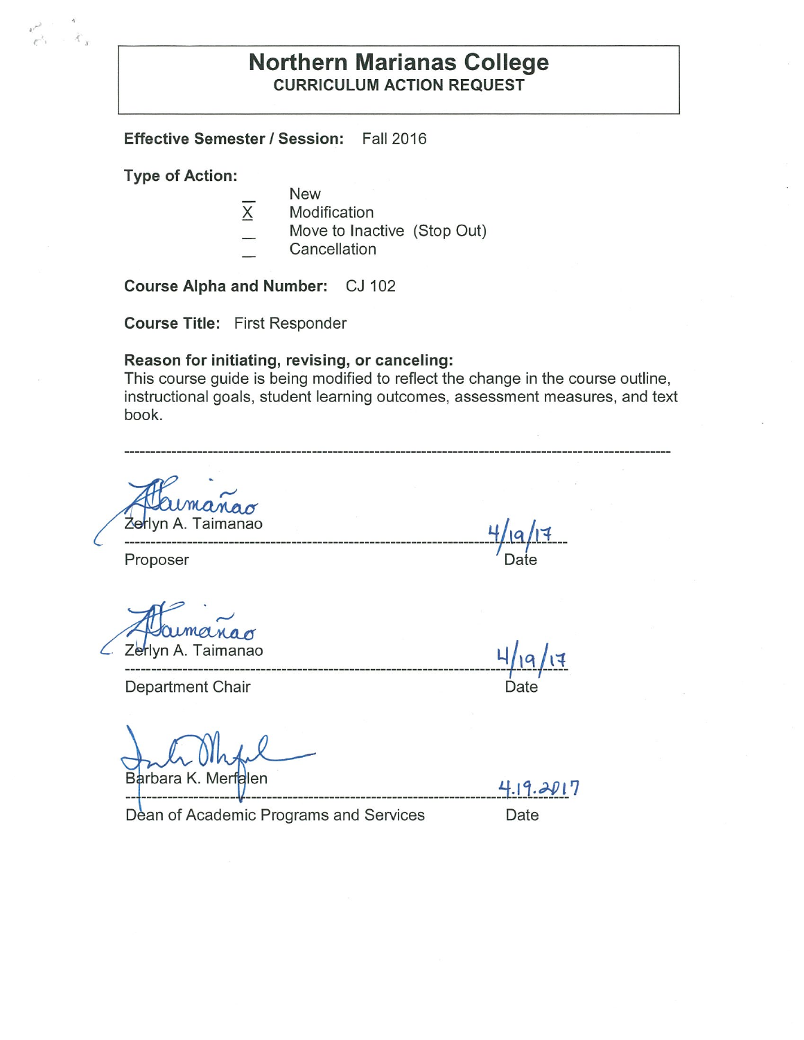# Northern Marianas College

## CURRICULUM ACTION REQUEST

**Effective Semester / Session:** Fall 2016

**Type of Action:**

- \_ New
- X Modification
- \_ Move to Inactive (Stop Out)
- \_ Cancellation

**Course Alpha and Number:** CJ 102

**Course Title:** First Responder

**Reason for initiating, revising, or canceling:**
This course guide is being modified to reflect the change in the course outline, instructional goals, student learning outcomes, assessment measures, and text book.

---

Zerlyn A. Taimanao — 4/19/17

Proposer — Date

Zerlyn A. Taimanao — 4/19/17

Department Chair — Date

Barbara K. Merfalen — 4.19.2017

Dean of Academic Programs and Services — Date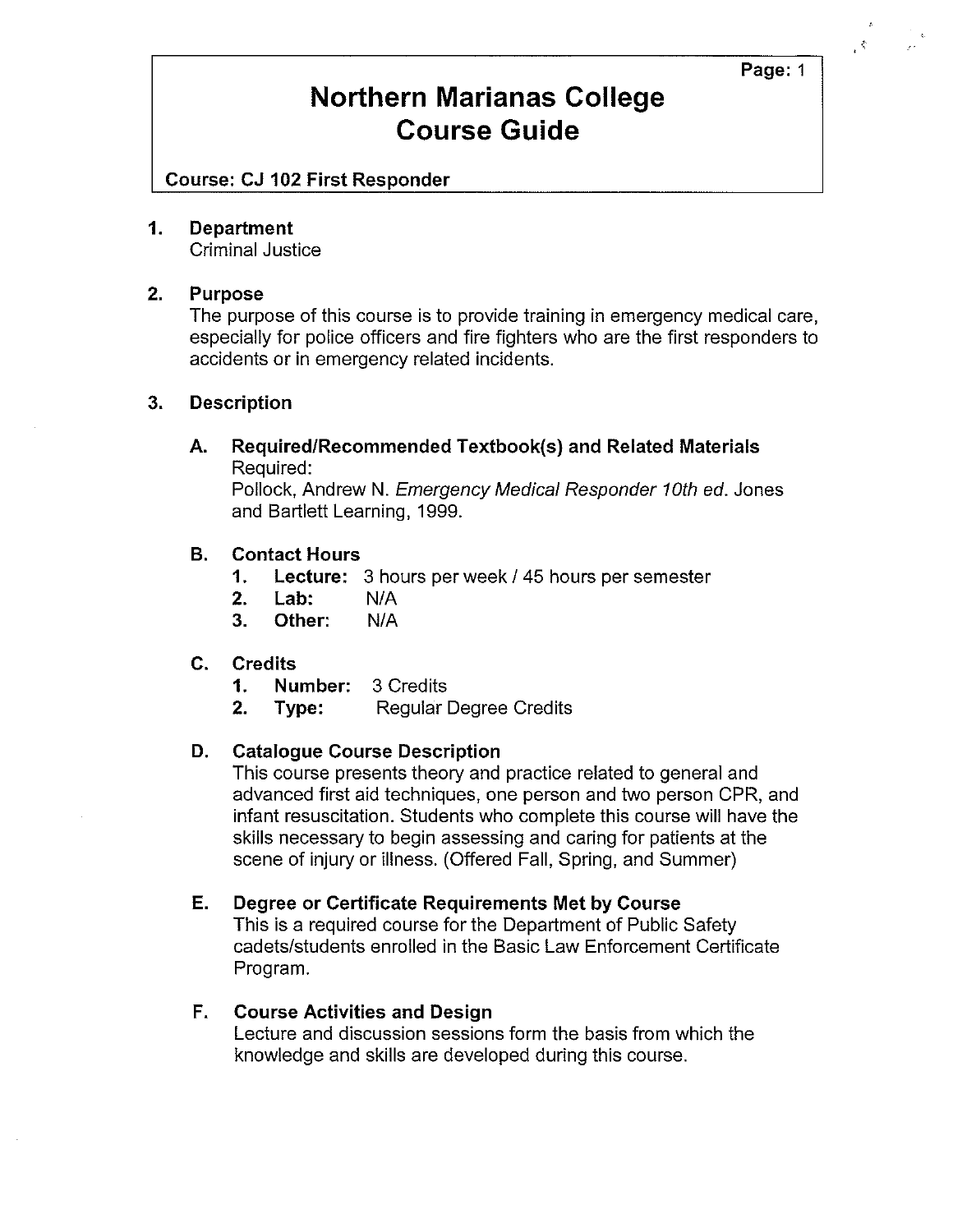# Northern Marianas College
# Course Guide

**Course: CJ 102 First Responder**

## 1. Department

Criminal Justice

## 2. Purpose

The purpose of this course is to provide training in emergency medical care, especially for police officers and fire fighters who are the first responders to accidents or in emergency related incidents.

## 3. Description

### A. Required/Recommended Textbook(s) and Related Materials

Required:

Pollock, Andrew N. *Emergency Medical Responder 10th ed*. Jones and Bartlett Learning, 1999.

### B. Contact Hours

1. **Lecture:** 3 hours per week / 45 hours per semester
2. **Lab:** N/A
3. **Other:** N/A

### C. Credits

1. **Number:** 3 Credits
2. **Type:** Regular Degree Credits

### D. Catalogue Course Description

This course presents theory and practice related to general and advanced first aid techniques, one person and two person CPR, and infant resuscitation. Students who complete this course will have the skills necessary to begin assessing and caring for patients at the scene of injury or illness. (Offered Fall, Spring, and Summer)

### E. Degree or Certificate Requirements Met by Course

This is a required course for the Department of Public Safety cadets/students enrolled in the Basic Law Enforcement Certificate Program.

### F. Course Activities and Design

Lecture and discussion sessions form the basis from which the knowledge and skills are developed during this course.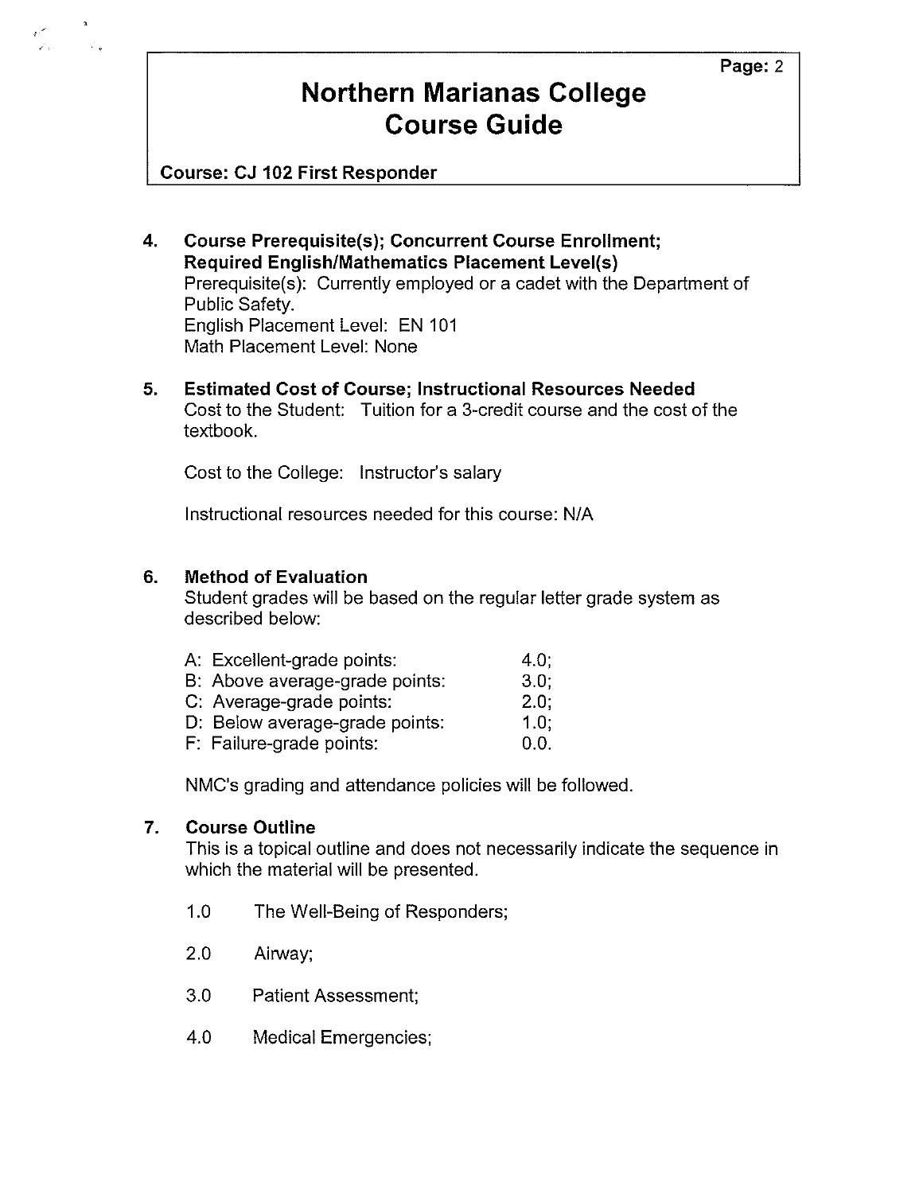# Northern Marianas College Course Guide

**Course: CJ 102 First Responder**

**4. Course Prerequisite(s); Concurrent Course Enrollment; Required English/Mathematics Placement Level(s)**

Prerequisite(s): Currently employed or a cadet with the Department of Public Safety.
English Placement Level: EN 101
Math Placement Level: None

**5. Estimated Cost of Course; Instructional Resources Needed**

Cost to the Student: Tuition for a 3-credit course and the cost of the textbook.

Cost to the College: Instructor's salary

Instructional resources needed for this course: N/A

**6. Method of Evaluation**

Student grades will be based on the regular letter grade system as described below:

| | |
|---|---|
| A: Excellent-grade points: | 4.0; |
| B: Above average-grade points: | 3.0; |
| C: Average-grade points: | 2.0; |
| D: Below average-grade points: | 1.0; |
| F: Failure-grade points: | 0.0. |

NMC's grading and attendance policies will be followed.

**7. Course Outline**

This is a topical outline and does not necessarily indicate the sequence in which the material will be presented.

1.0 The Well-Being of Responders;

2.0 Airway;

3.0 Patient Assessment;

4.0 Medical Emergencies;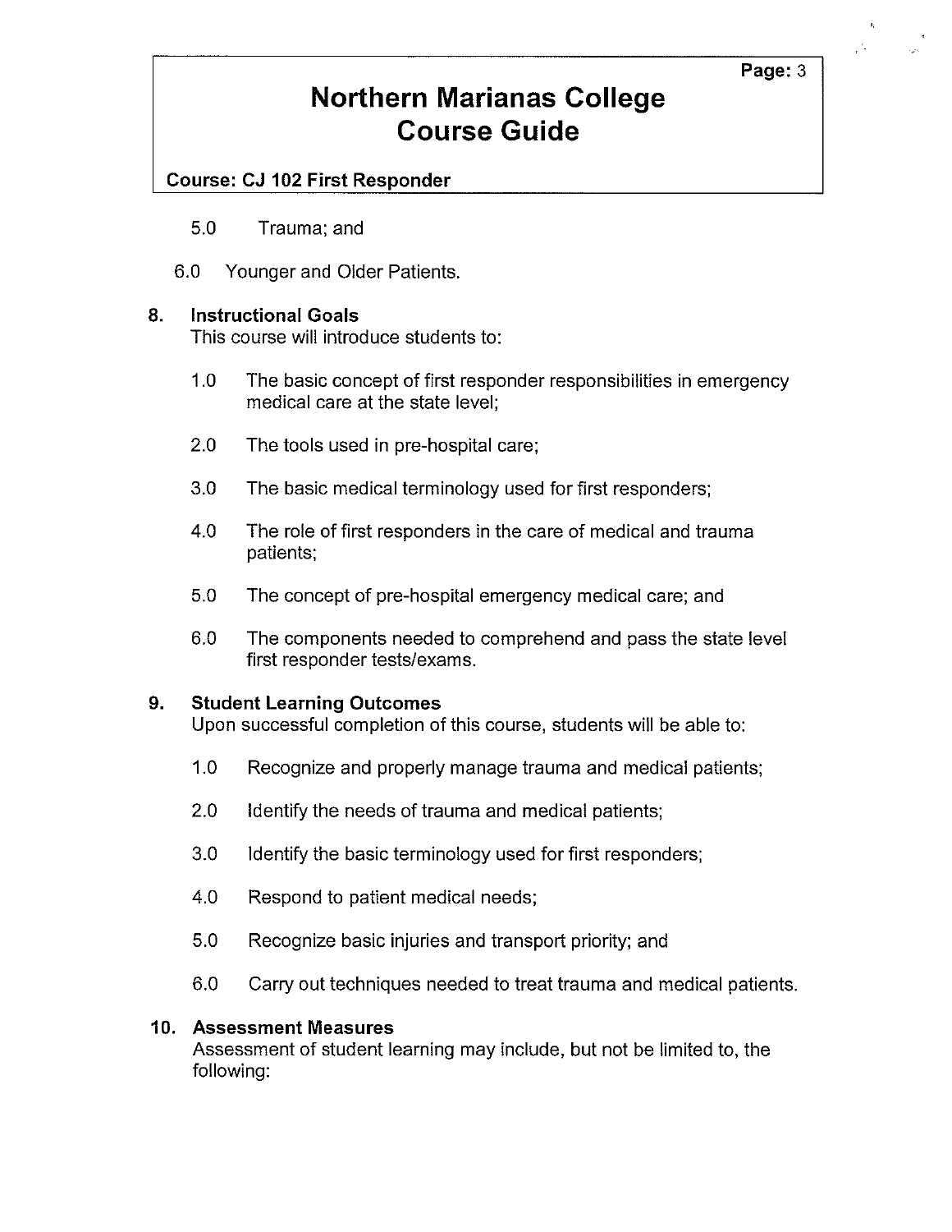5.0 Trauma; and

6.0 Younger and Older Patients.

## 8. Instructional Goals

This course will introduce students to:

1.0 The basic concept of first responder responsibilities in emergency medical care at the state level;

2.0 The tools used in pre-hospital care;

3.0 The basic medical terminology used for first responders;

4.0 The role of first responders in the care of medical and trauma patients;

5.0 The concept of pre-hospital emergency medical care; and

6.0 The components needed to comprehend and pass the state level first responder tests/exams.

## 9. Student Learning Outcomes

Upon successful completion of this course, students will be able to:

1.0 Recognize and properly manage trauma and medical patients;

2.0 Identify the needs of trauma and medical patients;

3.0 Identify the basic terminology used for first responders;

4.0 Respond to patient medical needs;

5.0 Recognize basic injuries and transport priority; and

6.0 Carry out techniques needed to treat trauma and medical patients.

## 10. Assessment Measures

Assessment of student learning may include, but not be limited to, the following: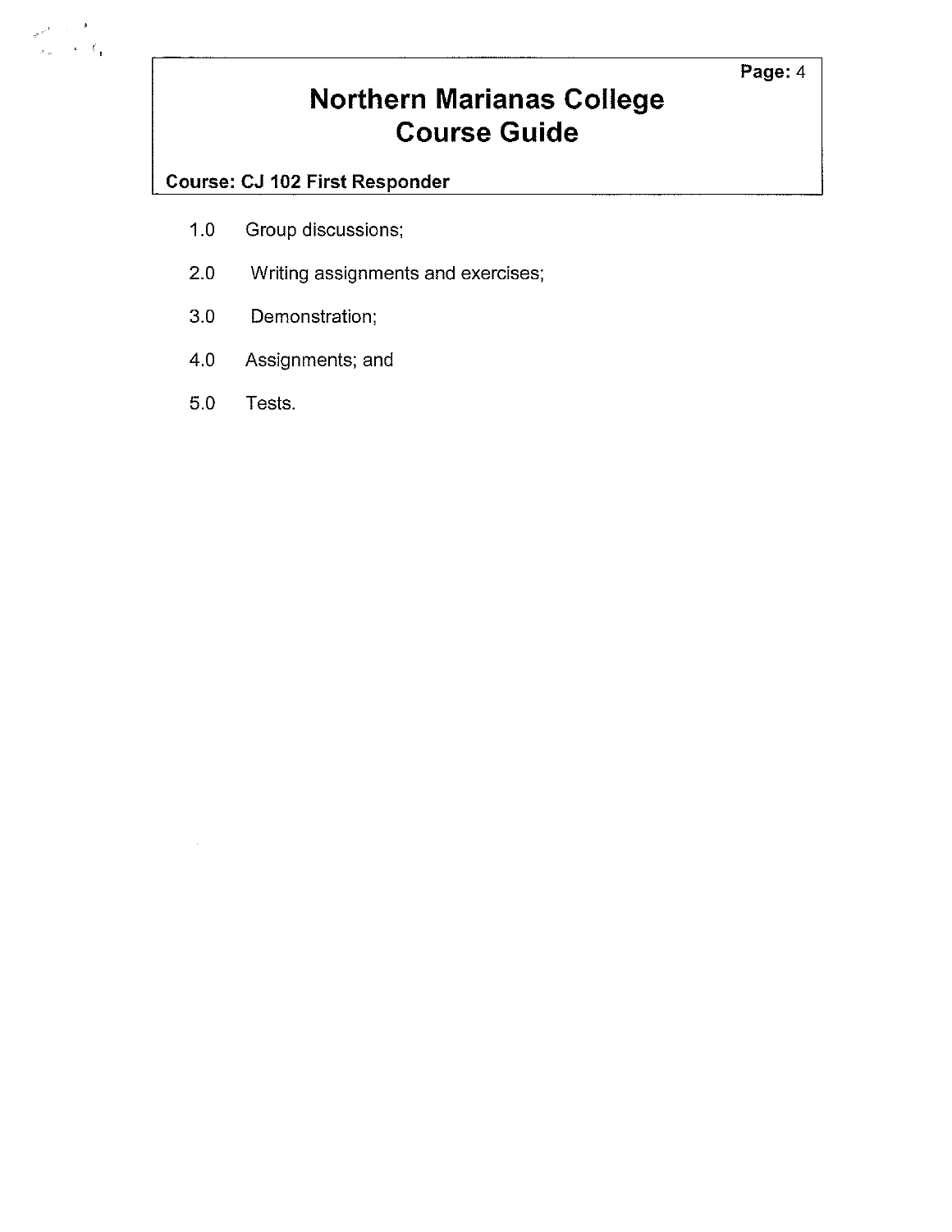1.0 Group discussions;

2.0 Writing assignments and exercises;

3.0 Demonstration;

4.0 Assignments; and

5.0 Tests.